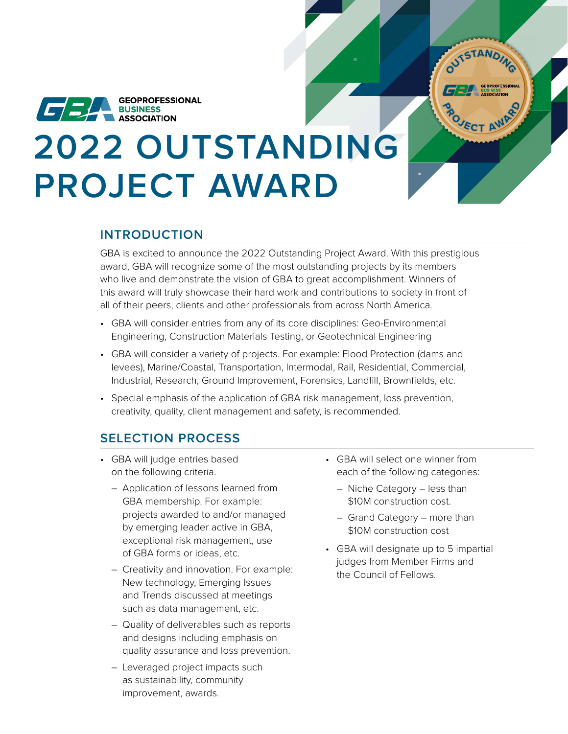GEOPROFESSIONAL BUSINESS ASSOCIATION

# 2022 OUTSTANDING PROJECT AWARD

## INTRODUCTION

GBA is excited to announce the 2022 Outstanding Project Award. With this prestigious award, GBA will recognize some of the most outstanding projects by its members who live and demonstrate the vision of GBA to great accomplishment. Winners of this award will truly showcase their hard work and contributions to society in front of all of their peers, clients and other professionals from across North America.

- GBA will consider entries from any of its core disciplines: Geo-Environmental Engineering, Construction Materials Testing, or Geotechnical Engineering
- GBA will consider a variety of projects. For example: Flood Protection (dams and levees), Marine/Coastal, Transportation, Intermodal, Rail, Residential, Commercial, Industrial, Research, Ground Improvement, Forensics, Landfill, Brownfields, etc.
- Special emphasis of the application of GBA risk management, loss prevention, creativity, quality, client management and safety, is recommended.

## SELECTION PROCESS

- GBA will judge entries based on the following criteria.
  - Application of lessons learned from GBA membership. For example: projects awarded to and/or managed by emerging leader active in GBA, exceptional risk management, use of GBA forms or ideas, etc.
  - Creativity and innovation. For example: New technology, Emerging Issues and Trends discussed at meetings such as data management, etc.
  - Quality of deliverables such as reports and designs including emphasis on quality assurance and loss prevention.
  - Leveraged project impacts such as sustainability, community improvement, awards.
- GBA will select one winner from each of the following categories:
  - Niche Category – less than $10M construction cost.
  - Grand Category – more than $10M construction cost
- GBA will designate up to 5 impartial judges from Member Firms and the Council of Fellows.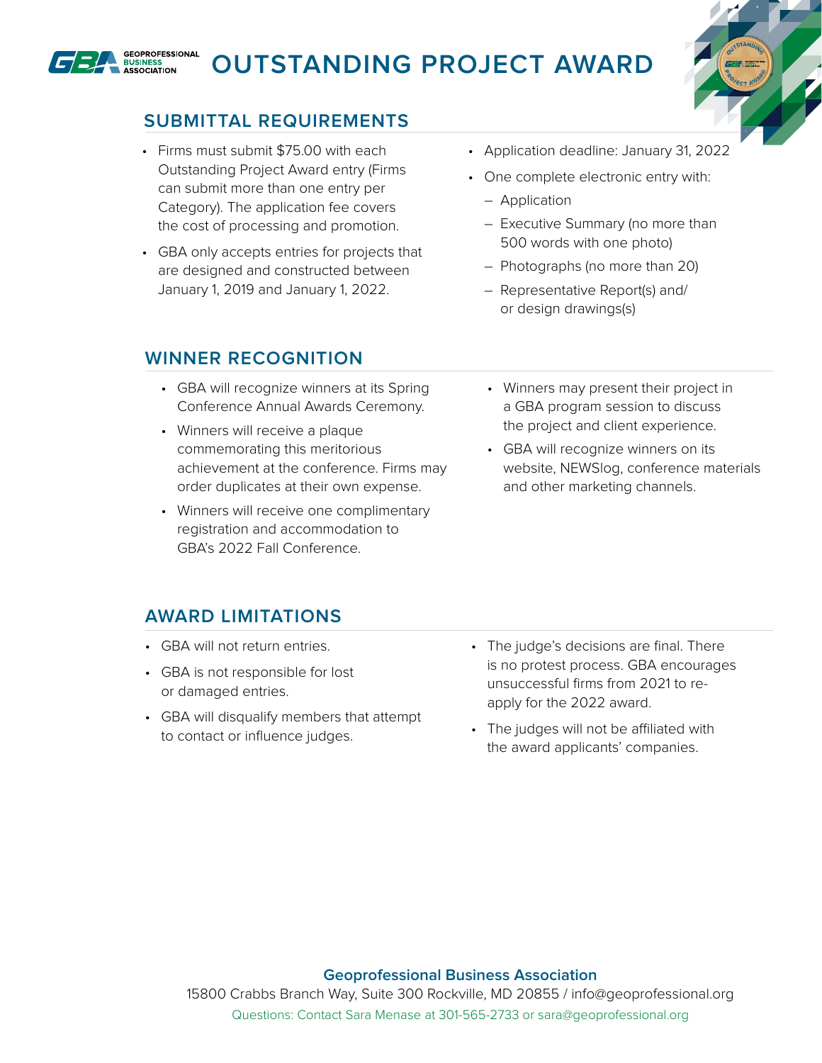# OUTSTANDING PROJECT AWARD

## SUBMITTAL REQUIREMENTS

- Firms must submit $75.00 with each Outstanding Project Award entry (Firms can submit more than one entry per Category). The application fee covers the cost of processing and promotion.
- GBA only accepts entries for projects that are designed and constructed between January 1, 2019 and January 1, 2022.
- Application deadline: January 31, 2022
- One complete electronic entry with:
  - Application
  - Executive Summary (no more than 500 words with one photo)
  - Photographs (no more than 20)
  - Representative Report(s) and/or design drawings(s)

## WINNER RECOGNITION

- GBA will recognize winners at its Spring Conference Annual Awards Ceremony.
- Winners will receive a plaque commemorating this meritorious achievement at the conference. Firms may order duplicates at their own expense.
- Winners will receive one complimentary registration and accommodation to GBA's 2022 Fall Conference.
- Winners may present their project in a GBA program session to discuss the project and client experience.
- GBA will recognize winners on its website, NEWSlog, conference materials and other marketing channels.

## AWARD LIMITATIONS

- GBA will not return entries.
- GBA is not responsible for lost or damaged entries.
- GBA will disqualify members that attempt to contact or influence judges.
- The judge's decisions are final. There is no protest process. GBA encourages unsuccessful firms from 2021 to re-apply for the 2022 award.
- The judges will not be affiliated with the award applicants' companies.

**Geoprofessional Business Association**

15800 Crabbs Branch Way, Suite 300 Rockville, MD 20855 / info@geoprofessional.org

Questions: Contact Sara Menase at 301-565-2733 or sara@geoprofessional.org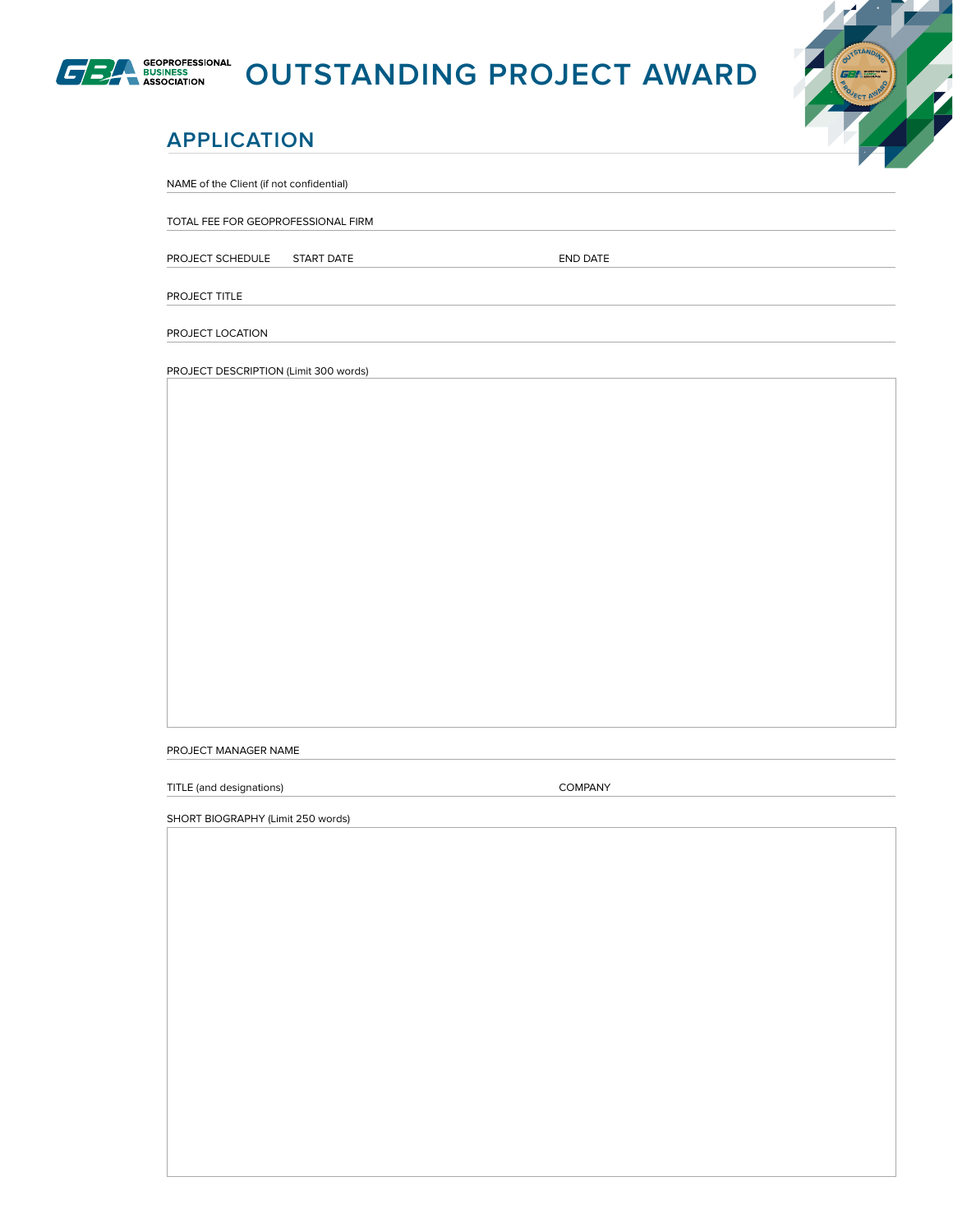GEOPROFESSIONAL BUSINESS ASSOCIATION

# OUTSTANDING PROJECT AWARD

## APPLICATION

NAME of the Client (if not confidential)

TOTAL FEE FOR GEOPROFESSIONAL FIRM

PROJECT SCHEDULE START DATE END DATE

PROJECT TITLE

PROJECT LOCATION

PROJECT DESCRIPTION (Limit 300 words)

PROJECT MANAGER NAME

TITLE (and designations) COMPANY

SHORT BIOGRAPHY (Limit 250 words)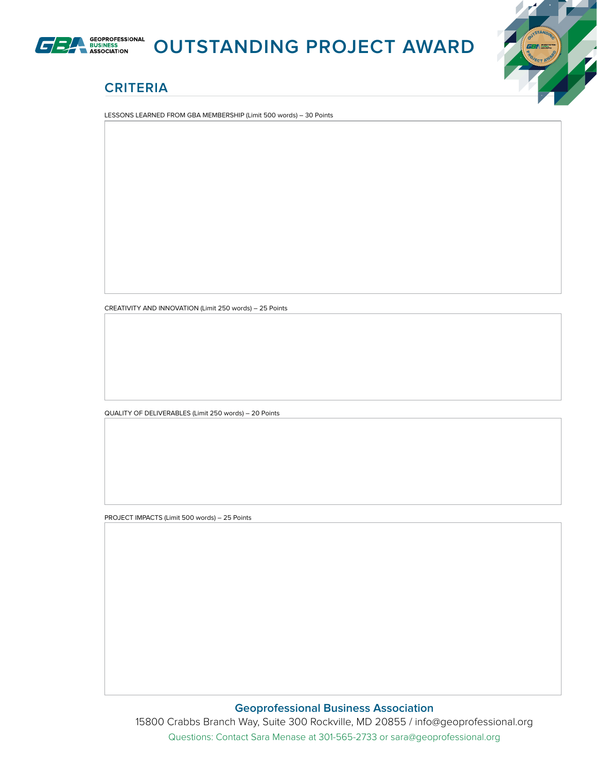GEOPROFESSIONAL BUSINESS ASSOCIATION

# OUTSTANDING PROJECT AWARD

## CRITERIA

LESSONS LEARNED FROM GBA MEMBERSHIP (Limit 500 words) – 30 Points

CREATIVITY AND INNOVATION (Limit 250 words) – 25 Points

QUALITY OF DELIVERABLES (Limit 250 words) – 20 Points

PROJECT IMPACTS (Limit 500 words) – 25 Points

**Geoprofessional Business Association**

15800 Crabbs Branch Way, Suite 300 Rockville, MD 20855 / info@geoprofessional.org

Questions: Contact Sara Menase at 301-565-2733 or sara@geoprofessional.org